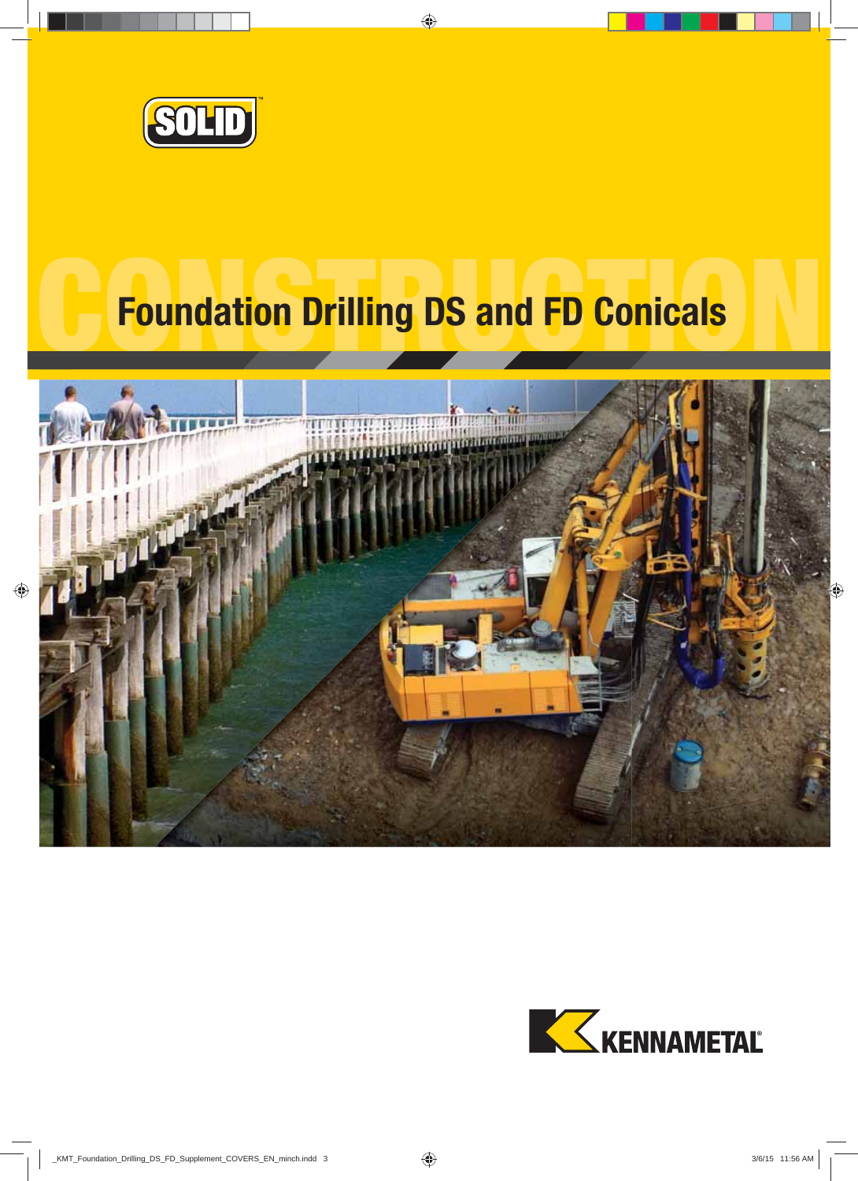SOLID™

CONSTRUCTION

# Foundation Drilling DS and FD Conicals

KENNAMETAL®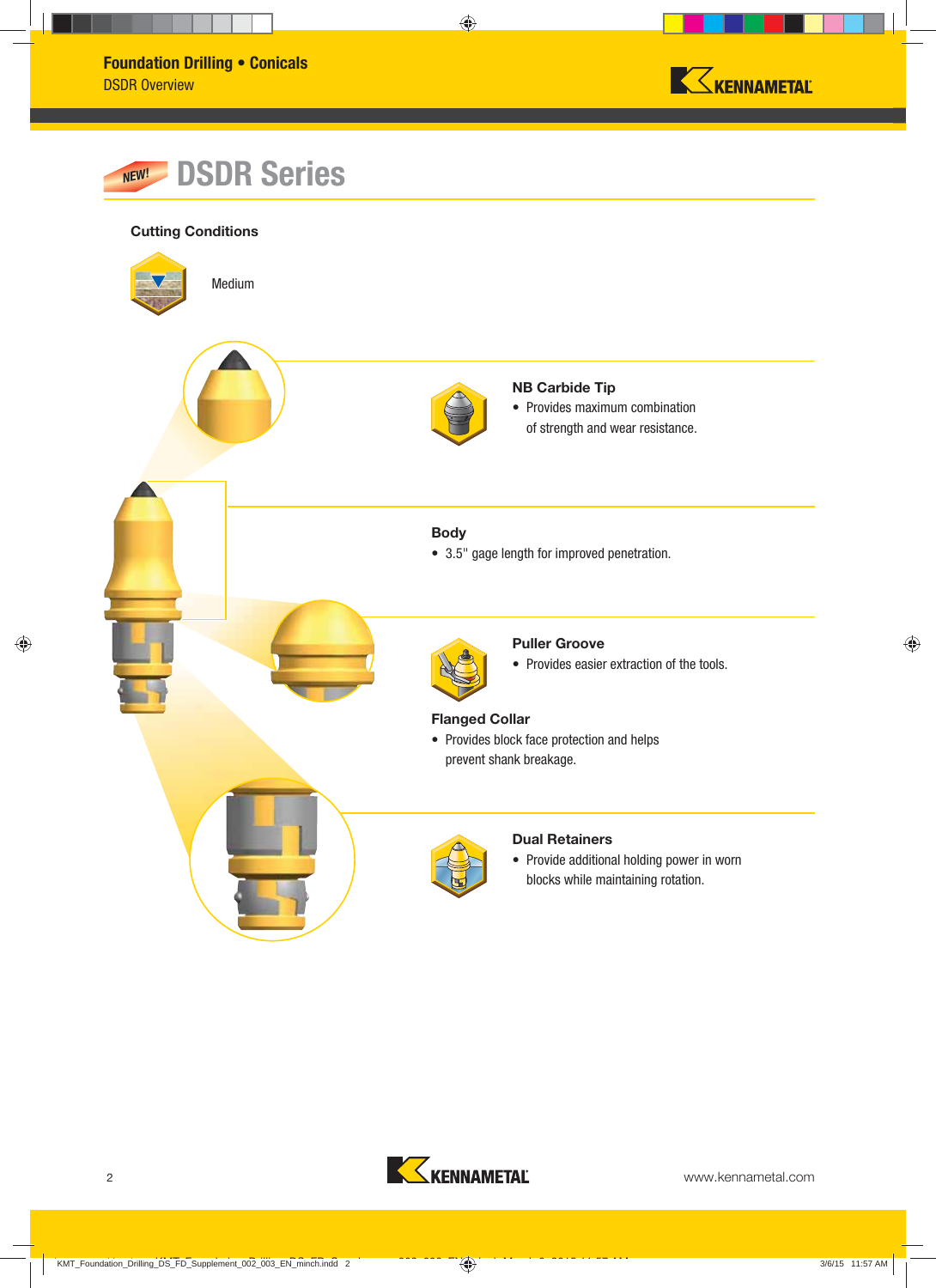## NEW! DSDR Series

### Cutting Conditions

Medium

### NB Carbide Tip

- Provides maximum combination of strength and wear resistance.

### Body

- 3.5" gage length for improved penetration.

### Puller Groove

- Provides easier extraction of the tools.

### Flanged Collar

- Provides block face protection and helps prevent shank breakage.

### Dual Retainers

- Provide additional holding power in worn blocks while maintaining rotation.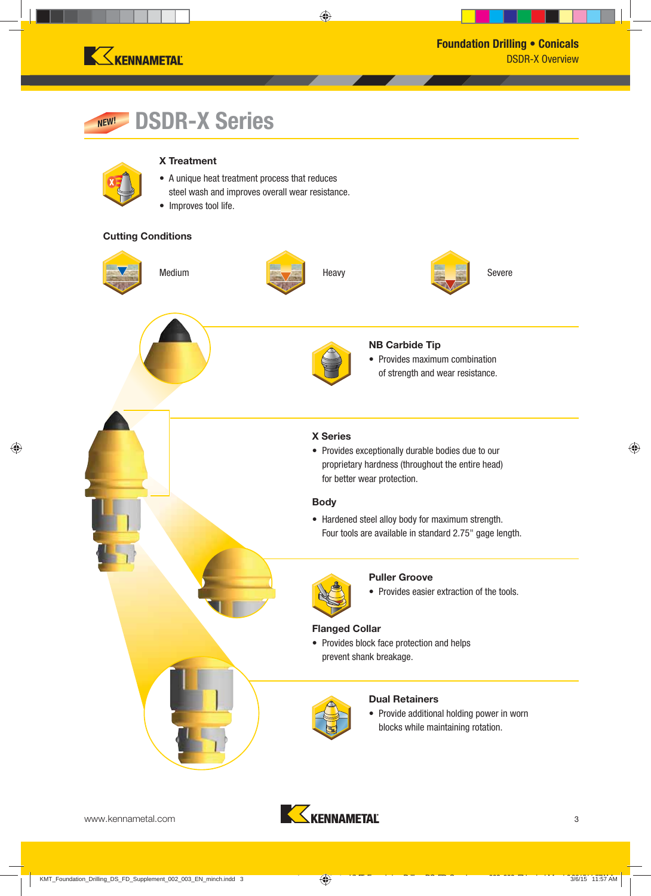# NEW! DSDR-X Series

### X Treatment

- A unique heat treatment process that reduces steel wash and improves overall wear resistance.
- Improves tool life.

### Cutting Conditions

Medium

Heavy

Severe

### NB Carbide Tip

- Provides maximum combination of strength and wear resistance.

### X Series

- Provides exceptionally durable bodies due to our proprietary hardness (throughout the entire head) for better wear protection.

### Body

- Hardened steel alloy body for maximum strength. Four tools are available in standard 2.75" gage length.

### Puller Groove

- Provides easier extraction of the tools.

### Flanged Collar

- Provides block face protection and helps prevent shank breakage.

### Dual Retainers

- Provide additional holding power in worn blocks while maintaining rotation.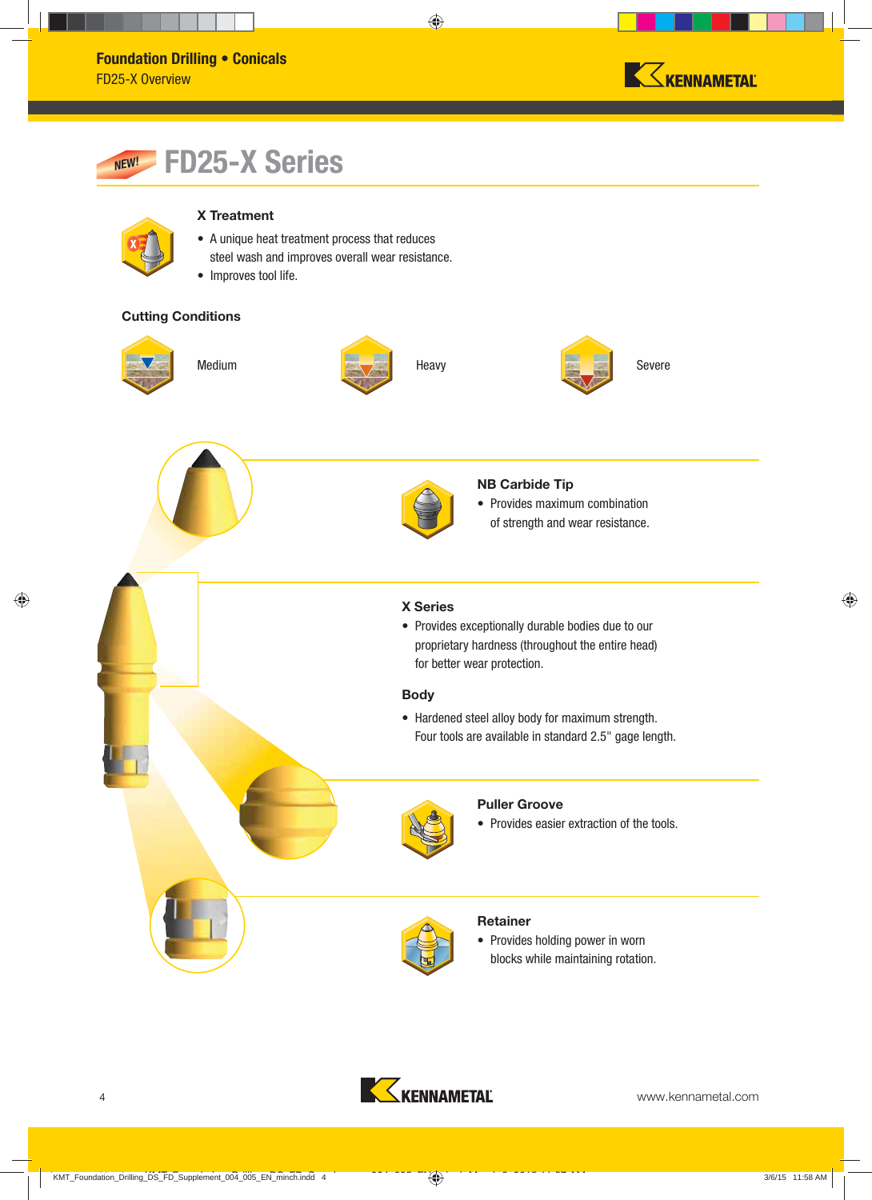# FD25-X Series

NEW!

### X Treatment

- A unique heat treatment process that reduces steel wash and improves overall wear resistance.
- Improves tool life.

### Cutting Conditions

Medium

Heavy

Severe

### NB Carbide Tip

- Provides maximum combination of strength and wear resistance.

### X Series

- Provides exceptionally durable bodies due to our proprietary hardness (throughout the entire head) for better wear protection.

### Body

- Hardened steel alloy body for maximum strength. Four tools are available in standard 2.5" gage length.

### Puller Groove

- Provides easier extraction of the tools.

### Retainer

- Provides holding power in worn blocks while maintaining rotation.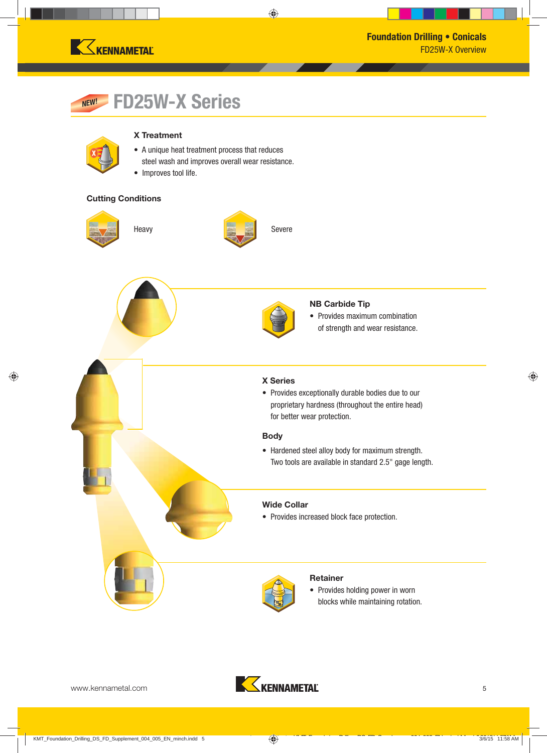# NEW! FD25W-X Series

### X Treatment

- A unique heat treatment process that reduces steel wash and improves overall wear resistance.
- Improves tool life.

### Cutting Conditions

Heavy

Severe

### NB Carbide Tip

- Provides maximum combination of strength and wear resistance.

### X Series

- Provides exceptionally durable bodies due to our proprietary hardness (throughout the entire head) for better wear protection.

### Body

- Hardened steel alloy body for maximum strength. Two tools are available in standard 2.5" gage length.

### Wide Collar

- Provides increased block face protection.

### Retainer

- Provides holding power in worn blocks while maintaining rotation.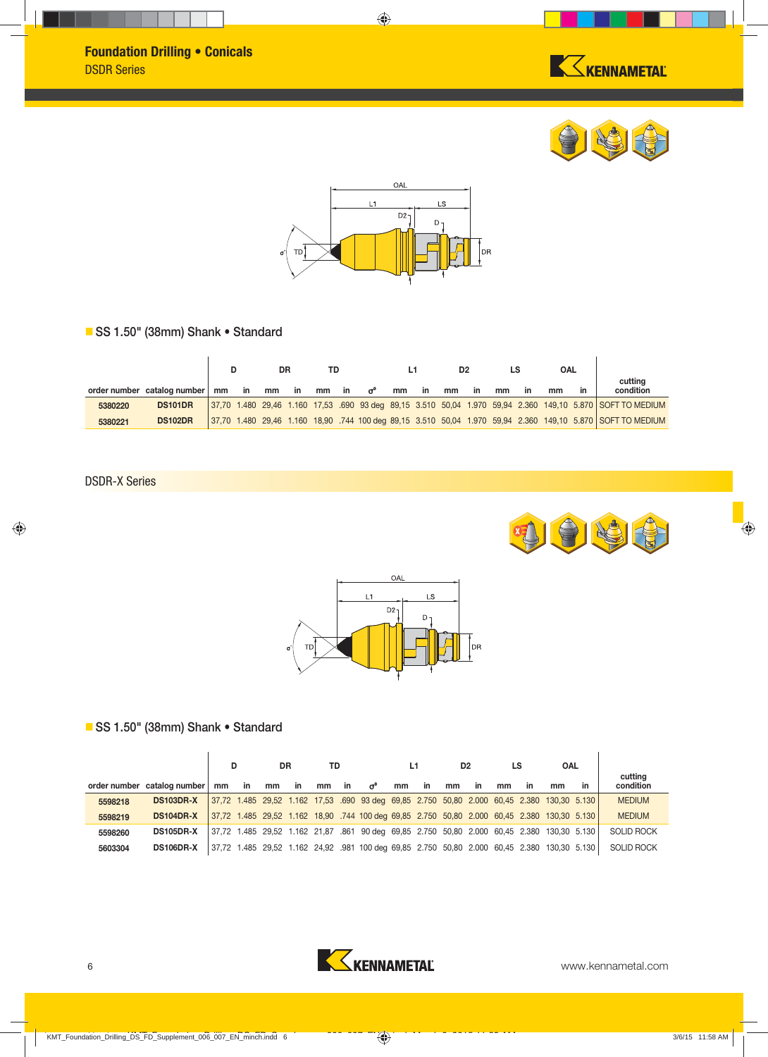# Foundation Drilling • Conicals

## DSDR Series

### SS 1.50" (38mm) Shank • Standard

| order number | catalog number | D | | DR | | TD | | | L1 | | D2 | | LS | | OAL | | cutting condition |
|---|---|---|---|---|---|---|---|---|---|---|---|---|---|---|---|---|---|
| | | mm | in | mm | in | mm | in | σ° | mm | in | mm | in | mm | in | mm | in | |
| 5380220 | **DS101DR** | 37,70 | 1.480 | 29,46 | 1.160 | 17,53 | .690 | 93 deg | 89,15 | 3.510 | 50,04 | 1.970 | 59,94 | 2.360 | 149,10 | 5.870 | SOFT TO MEDIUM |
| 5380221 | **DS102DR** | 37,70 | 1.480 | 29,46 | 1.160 | 18,90 | .744 | 100 deg | 89,15 | 3.510 | 50,04 | 1.970 | 59,94 | 2.360 | 149,10 | 5.870 | SOFT TO MEDIUM |

## DSDR-X Series

### SS 1.50" (38mm) Shank • Standard

| order number | catalog number | D | | DR | | TD | | | L1 | | D2 | | LS | | OAL | | cutting condition |
|---|---|---|---|---|---|---|---|---|---|---|---|---|---|---|---|---|---|
| | | mm | in | mm | in | mm | in | σ° | mm | in | mm | in | mm | in | mm | in | |
| 5598218 | **DS103DR-X** | 37,72 | 1.485 | 29,52 | 1.162 | 17,53 | .690 | 93 deg | 69,85 | 2.750 | 50,80 | 2.000 | 60,45 | 2.380 | 130,30 | 5.130 | MEDIUM |
| 5598219 | **DS104DR-X** | 37,72 | 1.485 | 29,52 | 1.162 | 18,90 | .744 | 100 deg | 69,85 | 2.750 | 50,80 | 2.000 | 60,45 | 2.380 | 130,30 | 5.130 | MEDIUM |
| 5598260 | **DS105DR-X** | 37,72 | 1.485 | 29,52 | 1.162 | 21,87 | .861 | 90 deg | 69,85 | 2.750 | 50,80 | 2.000 | 60,45 | 2.380 | 130,30 | 5.130 | SOLID ROCK |
| 5603304 | **DS106DR-X** | 37,72 | 1.485 | 29,52 | 1.162 | 24,92 | .981 | 100 deg | 69,85 | 2.750 | 50,80 | 2.000 | 60,45 | 2.380 | 130,30 | 5.130 | SOLID ROCK |

www.kennametal.com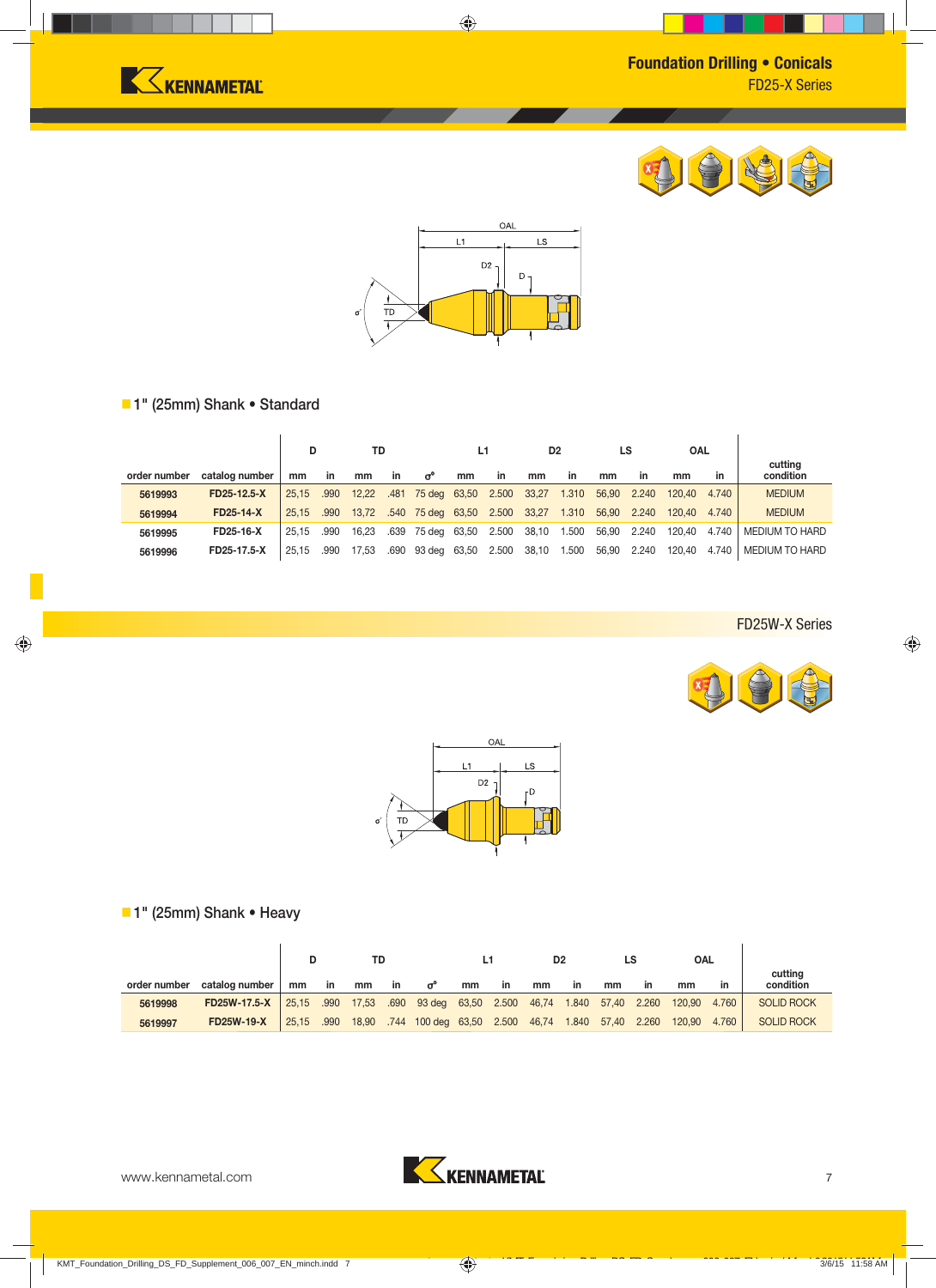## Foundation Drilling • Conicals

FD25-X Series

### 1" (25mm) Shank • Standard

| order number | catalog number | D mm | D in | TD mm | TD in | σ° | L1 mm | L1 in | D2 mm | D2 in | LS mm | LS in | OAL mm | OAL in | cutting condition |
|---|---|---|---|---|---|---|---|---|---|---|---|---|---|---|---|
| 5619993 | FD25-12.5-X | 25,15 | .990 | 12,22 | .481 | 75 deg | 63,50 | 2.500 | 33,27 | 1.310 | 56,90 | 2.240 | 120,40 | 4.740 | MEDIUM |
| 5619994 | FD25-14-X | 25,15 | .990 | 13,72 | .540 | 75 deg | 63,50 | 2.500 | 33,27 | 1.310 | 56,90 | 2.240 | 120,40 | 4.740 | MEDIUM |
| 5619995 | FD25-16-X | 25,15 | .990 | 16,23 | .639 | 75 deg | 63,50 | 2.500 | 38,10 | 1.500 | 56,90 | 2.240 | 120,40 | 4.740 | MEDIUM TO HARD |
| 5619996 | FD25-17.5-X | 25,15 | .990 | 17,53 | .690 | 93 deg | 63,50 | 2.500 | 38,10 | 1.500 | 56,90 | 2.240 | 120,40 | 4.740 | MEDIUM TO HARD |

FD25W-X Series

### 1" (25mm) Shank • Heavy

| order number | catalog number | D mm | D in | TD mm | TD in | σ° | L1 mm | L1 in | D2 mm | D2 in | LS mm | LS in | OAL mm | OAL in | cutting condition |
|---|---|---|---|---|---|---|---|---|---|---|---|---|---|---|---|
| 5619998 | FD25W-17.5-X | 25,15 | .990 | 17,53 | .690 | 93 deg | 63,50 | 2.500 | 46,74 | 1.840 | 57,40 | 2.260 | 120,90 | 4.760 | SOLID ROCK |
| 5619997 | FD25W-19-X | 25,15 | .990 | 18,90 | .744 | 100 deg | 63,50 | 2.500 | 46,74 | 1.840 | 57,40 | 2.260 | 120,90 | 4.760 | SOLID ROCK |

www.kennametal.com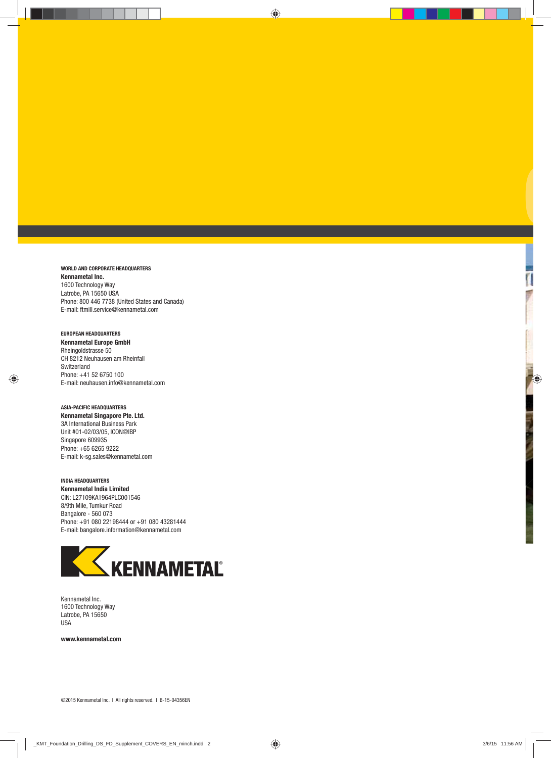**WORLD AND CORPORATE HEADQUARTERS**
**Kennametal Inc.**
1600 Technology Way
Latrobe, PA 15650 USA
Phone: 800 446 7738 (United States and Canada)
E-mail: ftmill.service@kennametal.com

**EUROPEAN HEADQUARTERS**
**Kennametal Europe GmbH**
Rheingoldstrasse 50
CH 8212 Neuhausen am Rheinfall
Switzerland
Phone: +41 52 6750 100
E-mail: neuhausen.info@kennametal.com

**ASIA-PACIFIC HEADQUARTERS**
**Kennametal Singapore Pte. Ltd.**
3A International Business Park
Unit #01-02/03/05, ICON@IBP
Singapore 609935
Phone: +65 6265 9222
E-mail: k-sg.sales@kennametal.com

**INDIA HEADQUARTERS**
**Kennametal India Limited**
CIN: L27109KA1964PLC001546
8/9th Mile, Tumkur Road
Bangalore - 560 073
Phone: +91 080 22198444 or +91 080 43281444
E-mail: bangalore.information@kennametal.com

KENNAMETAL®

Kennametal Inc.
1600 Technology Way
Latrobe, PA 15650
USA

**www.kennametal.com**

©2015 Kennametal Inc. I All rights reserved. I B-15-04356EN